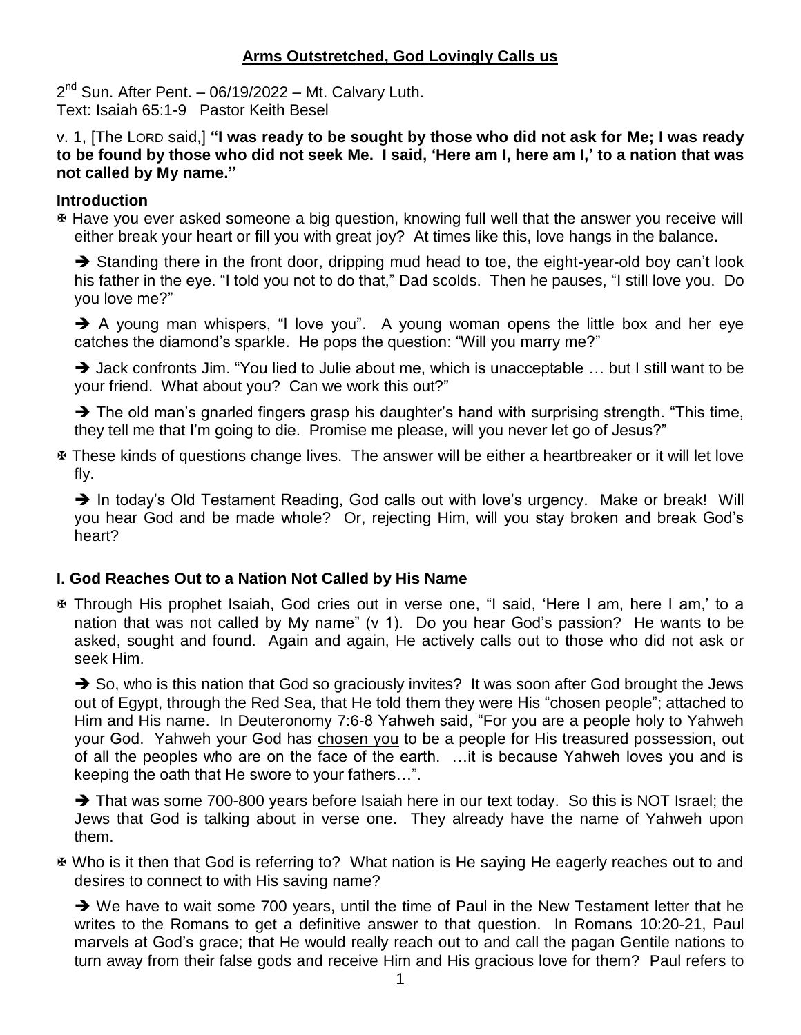# Arms Outstretched, God Lovingly Calls us

2nd Sun. After Pent. – 06/19/2022 – Mt. Calvary Luth.
Text: Isaiah 65:1-9 Pastor Keith Besel

v. 1, [The LORD said,] **"I was ready to be sought by those who did not ask for Me; I was ready to be found by those who did not seek Me. I said, 'Here am I, here am I,' to a nation that was not called by My name."**

## Introduction

✠ Have you ever asked someone a big question, knowing full well that the answer you receive will either break your heart or fill you with great joy? At times like this, love hangs in the balance.

➔ Standing there in the front door, dripping mud head to toe, the eight-year-old boy can't look his father in the eye. "I told you not to do that," Dad scolds. Then he pauses, "I still love you. Do you love me?"

➔ A young man whispers, "I love you". A young woman opens the little box and her eye catches the diamond's sparkle. He pops the question: "Will you marry me?"

➔ Jack confronts Jim. "You lied to Julie about me, which is unacceptable … but I still want to be your friend. What about you? Can we work this out?"

➔ The old man's gnarled fingers grasp his daughter's hand with surprising strength. "This time, they tell me that I'm going to die. Promise me please, will you never let go of Jesus?"

✠ These kinds of questions change lives. The answer will be either a heartbreaker or it will let love fly.

➔ In today's Old Testament Reading, God calls out with love's urgency. Make or break! Will you hear God and be made whole? Or, rejecting Him, will you stay broken and break God's heart?

## I. God Reaches Out to a Nation Not Called by His Name

✠ Through His prophet Isaiah, God cries out in verse one, "I said, 'Here I am, here I am,' to a nation that was not called by My name" (v 1). Do you hear God's passion? He wants to be asked, sought and found. Again and again, He actively calls out to those who did not ask or seek Him.

➔ So, who is this nation that God so graciously invites? It was soon after God brought the Jews out of Egypt, through the Red Sea, that He told them they were His "chosen people"; attached to Him and His name. In Deuteronomy 7:6-8 Yahweh said, "For you are a people holy to Yahweh your God. Yahweh your God has chosen you to be a people for His treasured possession, out of all the peoples who are on the face of the earth. …it is because Yahweh loves you and is keeping the oath that He swore to your fathers…".

➔ That was some 700-800 years before Isaiah here in our text today. So this is NOT Israel; the Jews that God is talking about in verse one. They already have the name of Yahweh upon them.

✠ Who is it then that God is referring to? What nation is He saying He eagerly reaches out to and desires to connect to with His saving name?

➔ We have to wait some 700 years, until the time of Paul in the New Testament letter that he writes to the Romans to get a definitive answer to that question. In Romans 10:20-21, Paul marvels at God's grace; that He would really reach out to and call the pagan Gentile nations to turn away from their false gods and receive Him and His gracious love for them? Paul refers to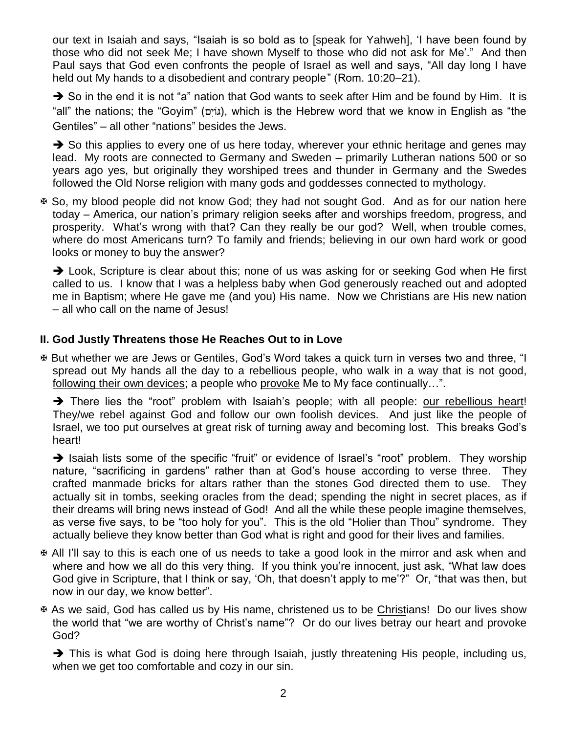our text in Isaiah and says, "Isaiah is so bold as to [speak for Yahweh], 'I have been found by those who did not seek Me; I have shown Myself to those who did not ask for Me'." And then Paul says that God even confronts the people of Israel as well and says, "All day long I have held out My hands to a disobedient and contrary people" (Rom. 10:20–21).

➔ So in the end it is not "a" nation that God wants to seek after Him and be found by Him. It is "all" the nations; the "Goyim" (גּוֹיִם), which is the Hebrew word that we know in English as "the Gentiles" – all other "nations" besides the Jews.

➔ So this applies to every one of us here today, wherever your ethnic heritage and genes may lead. My roots are connected to Germany and Sweden – primarily Lutheran nations 500 or so years ago yes, but originally they worshiped trees and thunder in Germany and the Swedes followed the Old Norse religion with many gods and goddesses connected to mythology.

✠ So, my blood people did not know God; they had not sought God. And as for our nation here today – America, our nation's primary religion seeks after and worships freedom, progress, and prosperity. What's wrong with that? Can they really be our god? Well, when trouble comes, where do most Americans turn? To family and friends; believing in our own hard work or good looks or money to buy the answer?

➔ Look, Scripture is clear about this; none of us was asking for or seeking God when He first called to us. I know that I was a helpless baby when God generously reached out and adopted me in Baptism; where He gave me (and you) His name. Now we Christians are His new nation – all who call on the name of Jesus!

## II. God Justly Threatens those He Reaches Out to in Love

✠ But whether we are Jews or Gentiles, God's Word takes a quick turn in verses two and three, "I spread out My hands all the day to a rebellious people, who walk in a way that is not good, following their own devices; a people who provoke Me to My face continually…".

➔ There lies the "root" problem with Isaiah's people; with all people: our rebellious heart! They/we rebel against God and follow our own foolish devices. And just like the people of Israel, we too put ourselves at great risk of turning away and becoming lost. This breaks God's heart!

➔ Isaiah lists some of the specific "fruit" or evidence of Israel's "root" problem. They worship nature, "sacrificing in gardens" rather than at God's house according to verse three. They crafted manmade bricks for altars rather than the stones God directed them to use. They actually sit in tombs, seeking oracles from the dead; spending the night in secret places, as if their dreams will bring news instead of God! And all the while these people imagine themselves, as verse five says, to be "too holy for you". This is the old "Holier than Thou" syndrome. They actually believe they know better than God what is right and good for their lives and families.

✠ All I'll say to this is each one of us needs to take a good look in the mirror and ask when and where and how we all do this very thing. If you think you're innocent, just ask, "What law does God give in Scripture, that I think or say, 'Oh, that doesn't apply to me'?" Or, "that was then, but now in our day, we know better".

✠ As we said, God has called us by His name, christened us to be Christians! Do our lives show the world that "we are worthy of Christ's name"? Or do our lives betray our heart and provoke God?

➔ This is what God is doing here through Isaiah, justly threatening His people, including us, when we get too comfortable and cozy in our sin.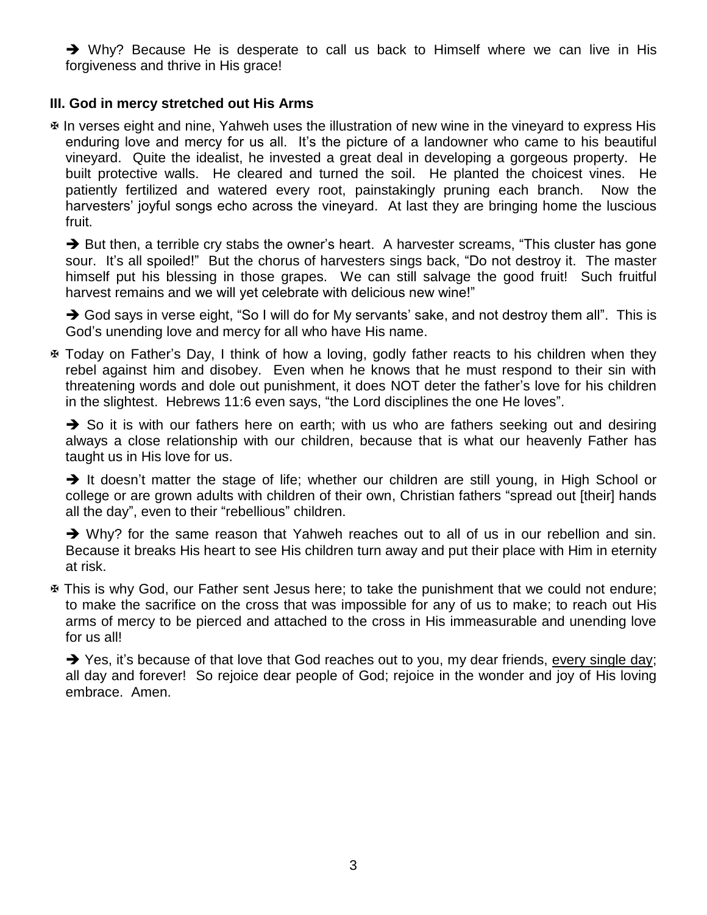➔ Why? Because He is desperate to call us back to Himself where we can live in His forgiveness and thrive in His grace!

**III. God in mercy stretched out His Arms**

✠ In verses eight and nine, Yahweh uses the illustration of new wine in the vineyard to express His enduring love and mercy for us all. It's the picture of a landowner who came to his beautiful vineyard. Quite the idealist, he invested a great deal in developing a gorgeous property. He built protective walls. He cleared and turned the soil. He planted the choicest vines. He patiently fertilized and watered every root, painstakingly pruning each branch. Now the harvesters' joyful songs echo across the vineyard. At last they are bringing home the luscious fruit.

➔ But then, a terrible cry stabs the owner's heart. A harvester screams, "This cluster has gone sour. It's all spoiled!" But the chorus of harvesters sings back, "Do not destroy it. The master himself put his blessing in those grapes. We can still salvage the good fruit! Such fruitful harvest remains and we will yet celebrate with delicious new wine!"

➔ God says in verse eight, "So I will do for My servants' sake, and not destroy them all". This is God's unending love and mercy for all who have His name.

✠ Today on Father's Day, I think of how a loving, godly father reacts to his children when they rebel against him and disobey. Even when he knows that he must respond to their sin with threatening words and dole out punishment, it does NOT deter the father's love for his children in the slightest. Hebrews 11:6 even says, "the Lord disciplines the one He loves".

➔ So it is with our fathers here on earth; with us who are fathers seeking out and desiring always a close relationship with our children, because that is what our heavenly Father has taught us in His love for us.

➔ It doesn't matter the stage of life; whether our children are still young, in High School or college or are grown adults with children of their own, Christian fathers "spread out [their] hands all the day", even to their "rebellious" children.

➔ Why? for the same reason that Yahweh reaches out to all of us in our rebellion and sin. Because it breaks His heart to see His children turn away and put their place with Him in eternity at risk.

✠ This is why God, our Father sent Jesus here; to take the punishment that we could not endure; to make the sacrifice on the cross that was impossible for any of us to make; to reach out His arms of mercy to be pierced and attached to the cross in His immeasurable and unending love for us all!

➔ Yes, it's because of that love that God reaches out to you, my dear friends, <u>every single day</u>; all day and forever! So rejoice dear people of God; rejoice in the wonder and joy of His loving embrace. Amen.